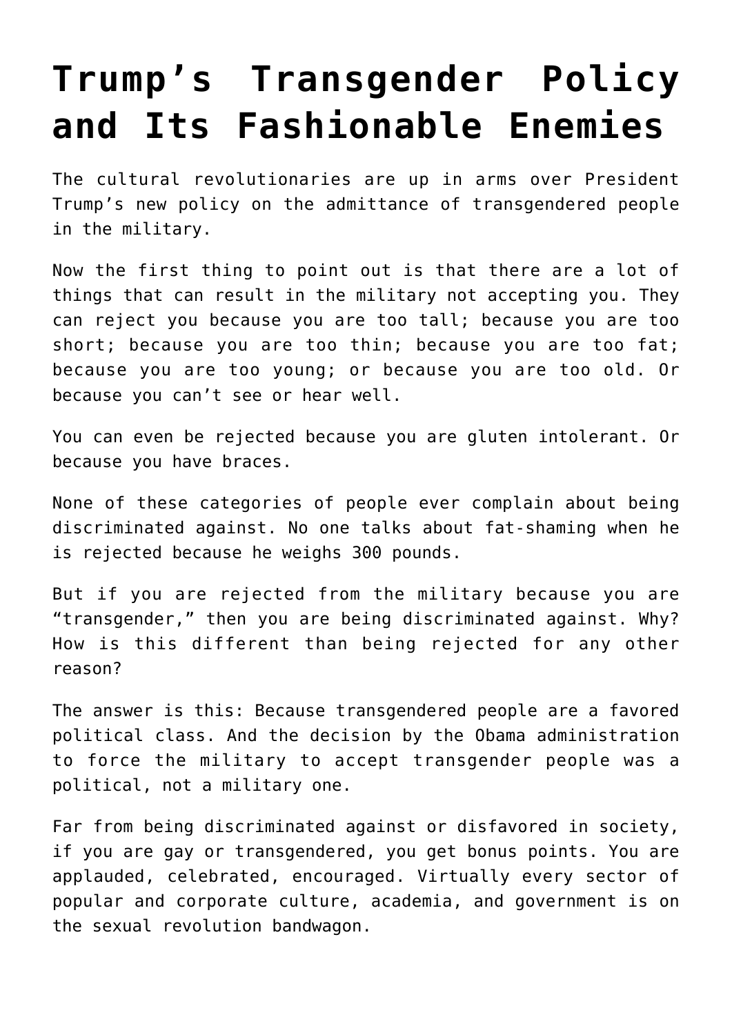# Trump's Transgender Policy and Its Fashionable Enemies

The cultural revolutionaries are up in arms over President Trump's new policy on the admittance of transgendered people in the military.

Now the first thing to point out is that there are a lot of things that can result in the military not accepting you. They can reject you because you are too tall; because you are too short; because you are too thin; because you are too fat; because you are too young; or because you are too old. Or because you can't see or hear well.

You can even be rejected because you are gluten intolerant. Or because you have braces.

None of these categories of people ever complain about being discriminated against. No one talks about fat-shaming when he is rejected because he weighs 300 pounds.

But if you are rejected from the military because you are "transgender," then you are being discriminated against. Why? How is this different than being rejected for any other reason?

The answer is this: Because transgendered people are a favored political class. And the decision by the Obama administration to force the military to accept transgender people was a political, not a military one.

Far from being discriminated against or disfavored in society, if you are gay or transgendered, you get bonus points. You are applauded, celebrated, encouraged. Virtually every sector of popular and corporate culture, academia, and government is on the sexual revolution bandwagon.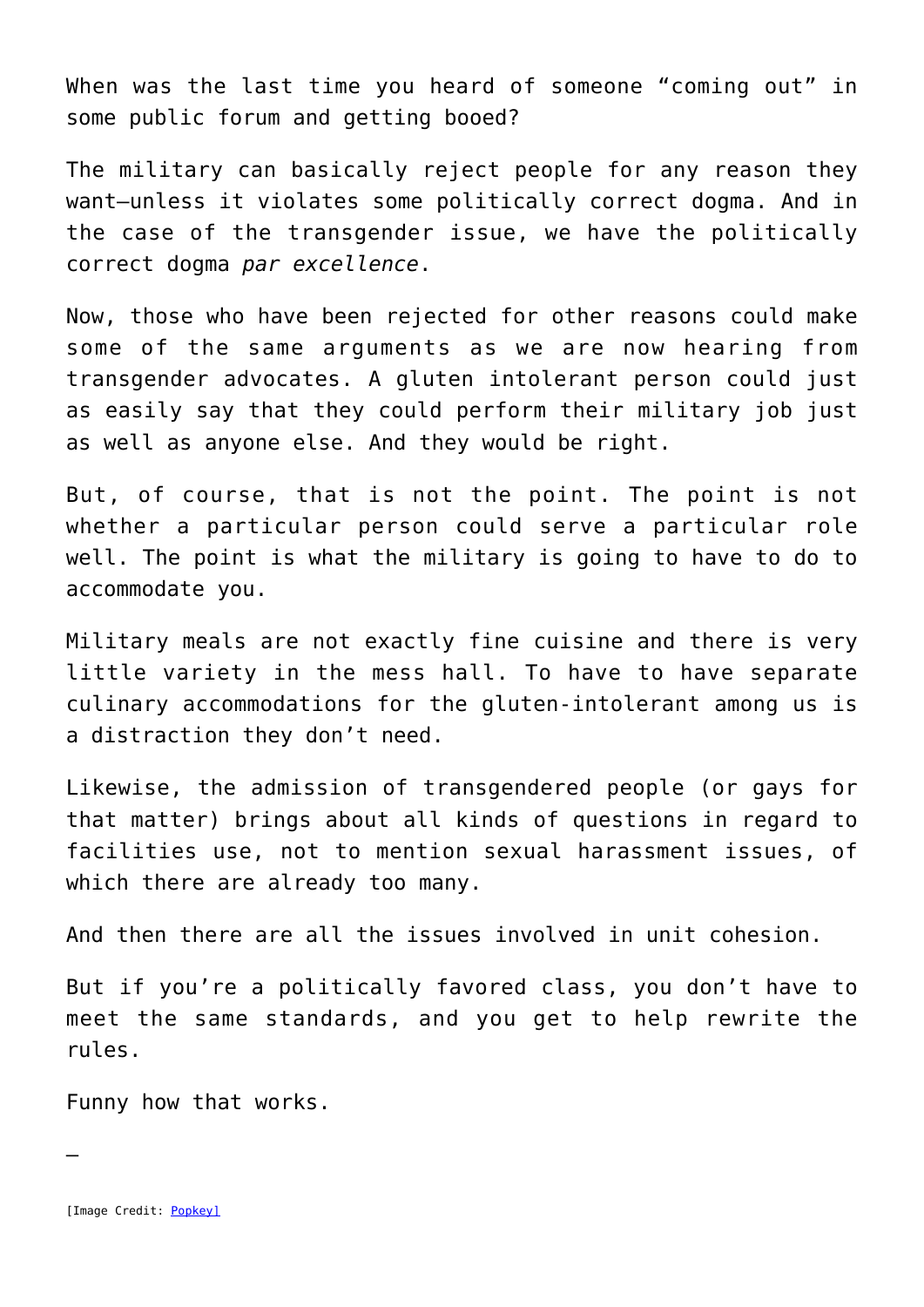When was the last time you heard of someone "coming out" in some public forum and getting booed?

The military can basically reject people for any reason they want—unless it violates some politically correct dogma. And in the case of the transgender issue, we have the politically correct dogma *par excellence*.

Now, those who have been rejected for other reasons could make some of the same arguments as we are now hearing from transgender advocates. A gluten intolerant person could just as easily say that they could perform their military job just as well as anyone else. And they would be right.

But, of course, that is not the point. The point is not whether a particular person could serve a particular role well. The point is what the military is going to have to do to accommodate you.

Military meals are not exactly fine cuisine and there is very little variety in the mess hall. To have to have separate culinary accommodations for the gluten-intolerant among us is a distraction they don't need.

Likewise, the admission of transgendered people (or gays for that matter) brings about all kinds of questions in regard to facilities use, not to mention sexual harassment issues, of which there are already too many.

And then there are all the issues involved in unit cohesion.

But if you're a politically favored class, you don't have to meet the same standards, and you get to help rewrite the rules.

Funny how that works.

—

[Image Credit: Popkey]